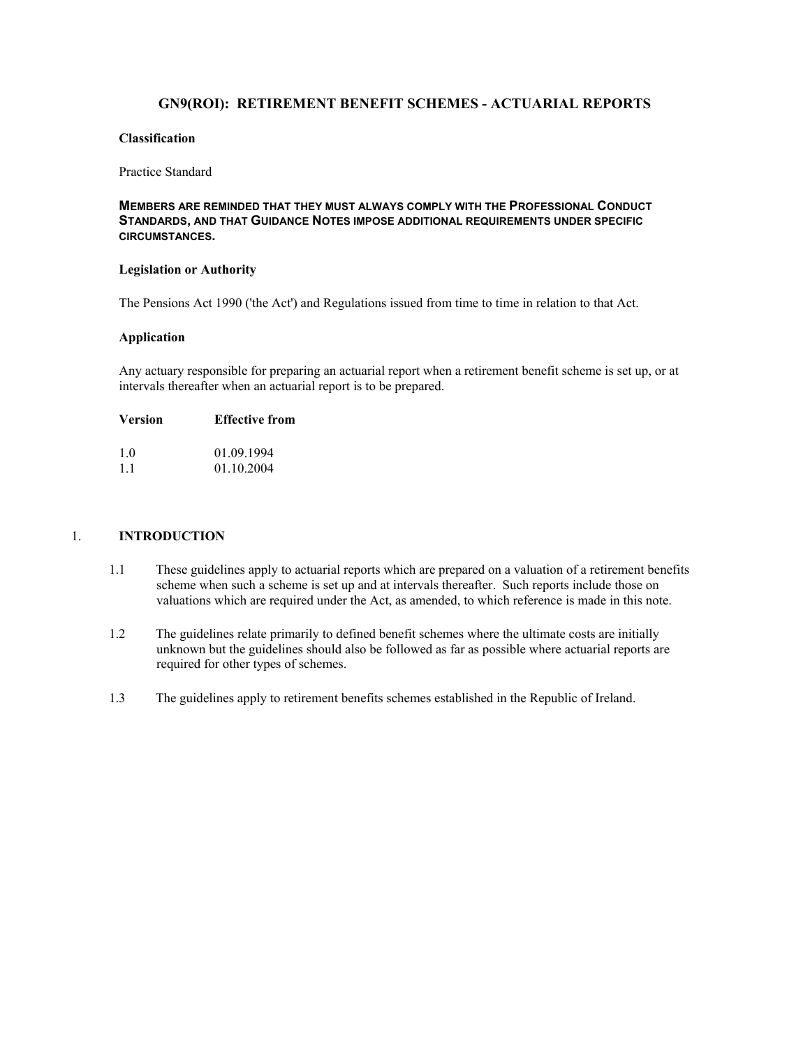# GN9(ROI): RETIREMENT BENEFIT SCHEMES - ACTUARIAL REPORTS

**Classification**

Practice Standard

**MEMBERS ARE REMINDED THAT THEY MUST ALWAYS COMPLY WITH THE PROFESSIONAL CONDUCT STANDARDS, AND THAT GUIDANCE NOTES IMPOSE ADDITIONAL REQUIREMENTS UNDER SPECIFIC CIRCUMSTANCES.**

**Legislation or Authority**

The Pensions Act 1990 ('the Act') and Regulations issued from time to time in relation to that Act.

**Application**

Any actuary responsible for preparing an actuarial report when a retirement benefit scheme is set up, or at intervals thereafter when an actuarial report is to be prepared.

| Version | Effective from |
|---|---|
| 1.0 | 01.09.1994 |
| 1.1 | 01.10.2004 |

## 1. INTRODUCTION

1.1 These guidelines apply to actuarial reports which are prepared on a valuation of a retirement benefits scheme when such a scheme is set up and at intervals thereafter. Such reports include those on valuations which are required under the Act, as amended, to which reference is made in this note.

1.2 The guidelines relate primarily to defined benefit schemes where the ultimate costs are initially unknown but the guidelines should also be followed as far as possible where actuarial reports are required for other types of schemes.

1.3 The guidelines apply to retirement benefits schemes established in the Republic of Ireland.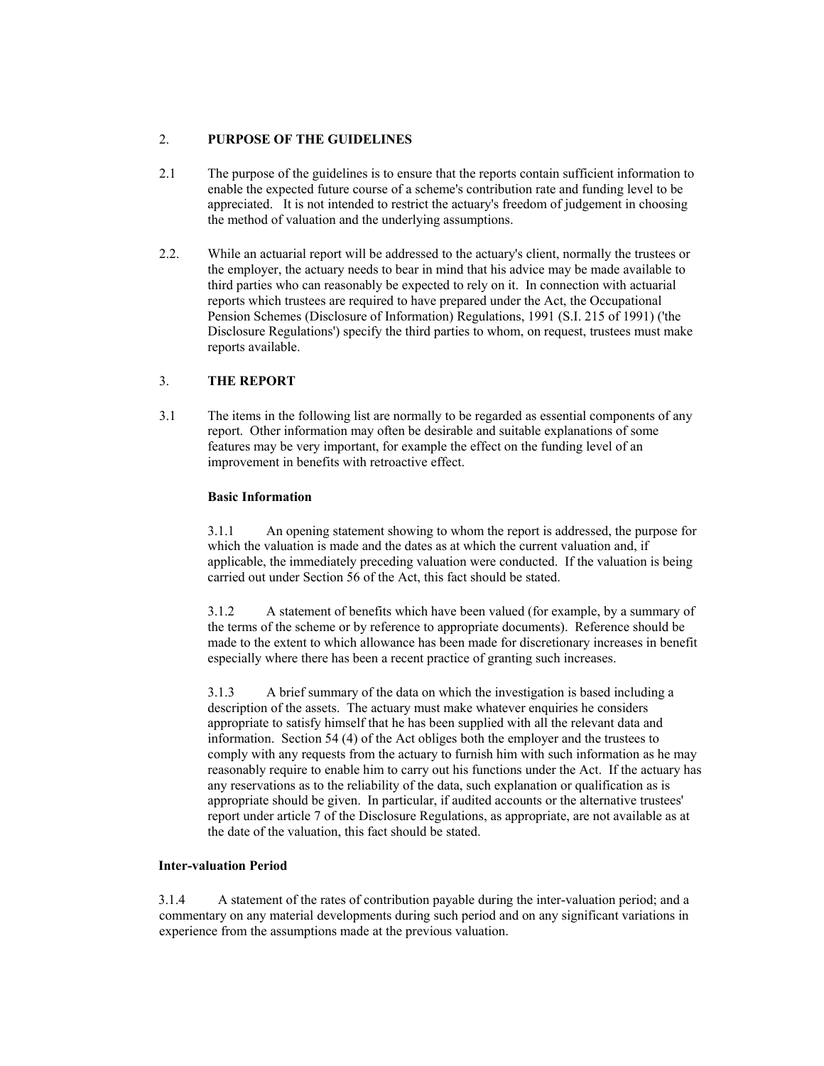## 2. PURPOSE OF THE GUIDELINES

2.1 The purpose of the guidelines is to ensure that the reports contain sufficient information to enable the expected future course of a scheme's contribution rate and funding level to be appreciated. It is not intended to restrict the actuary's freedom of judgement in choosing the method of valuation and the underlying assumptions.

2.2. While an actuarial report will be addressed to the actuary's client, normally the trustees or the employer, the actuary needs to bear in mind that his advice may be made available to third parties who can reasonably be expected to rely on it. In connection with actuarial reports which trustees are required to have prepared under the Act, the Occupational Pension Schemes (Disclosure of Information) Regulations, 1991 (S.I. 215 of 1991) ('the Disclosure Regulations') specify the third parties to whom, on request, trustees must make reports available.

## 3. THE REPORT

3.1 The items in the following list are normally to be regarded as essential components of any report. Other information may often be desirable and suitable explanations of some features may be very important, for example the effect on the funding level of an improvement in benefits with retroactive effect.

### Basic Information

3.1.1 An opening statement showing to whom the report is addressed, the purpose for which the valuation is made and the dates as at which the current valuation and, if applicable, the immediately preceding valuation were conducted. If the valuation is being carried out under Section 56 of the Act, this fact should be stated.

3.1.2 A statement of benefits which have been valued (for example, by a summary of the terms of the scheme or by reference to appropriate documents). Reference should be made to the extent to which allowance has been made for discretionary increases in benefit especially where there has been a recent practice of granting such increases.

3.1.3 A brief summary of the data on which the investigation is based including a description of the assets. The actuary must make whatever enquiries he considers appropriate to satisfy himself that he has been supplied with all the relevant data and information. Section 54 (4) of the Act obliges both the employer and the trustees to comply with any requests from the actuary to furnish him with such information as he may reasonably require to enable him to carry out his functions under the Act. If the actuary has any reservations as to the reliability of the data, such explanation or qualification as is appropriate should be given. In particular, if audited accounts or the alternative trustees' report under article 7 of the Disclosure Regulations, as appropriate, are not available as at the date of the valuation, this fact should be stated.

### Inter-valuation Period

3.1.4 A statement of the rates of contribution payable during the inter-valuation period; and a commentary on any material developments during such period and on any significant variations in experience from the assumptions made at the previous valuation.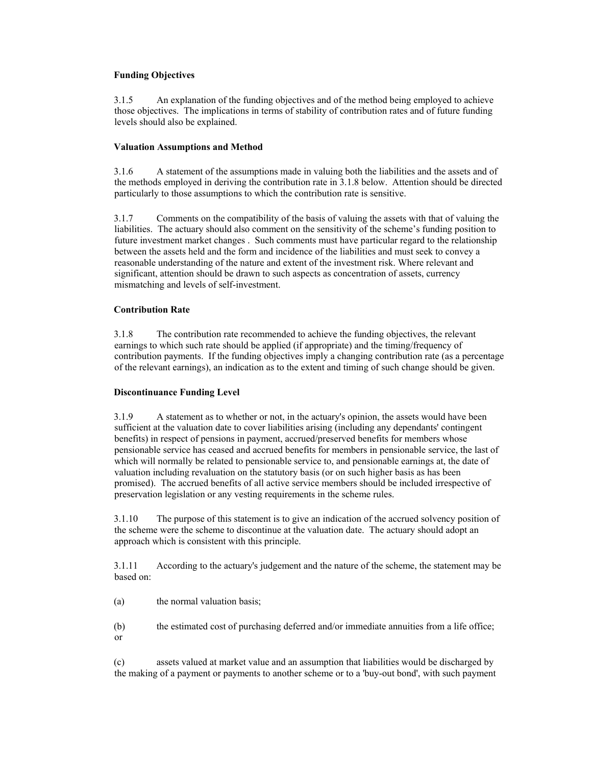**Funding Objectives**

3.1.5 An explanation of the funding objectives and of the method being employed to achieve those objectives. The implications in terms of stability of contribution rates and of future funding levels should also be explained.

**Valuation Assumptions and Method**

3.1.6 A statement of the assumptions made in valuing both the liabilities and the assets and of the methods employed in deriving the contribution rate in 3.1.8 below. Attention should be directed particularly to those assumptions to which the contribution rate is sensitive.

3.1.7 Comments on the compatibility of the basis of valuing the assets with that of valuing the liabilities. The actuary should also comment on the sensitivity of the scheme's funding position to future investment market changes . Such comments must have particular regard to the relationship between the assets held and the form and incidence of the liabilities and must seek to convey a reasonable understanding of the nature and extent of the investment risk. Where relevant and significant, attention should be drawn to such aspects as concentration of assets, currency mismatching and levels of self-investment.

**Contribution Rate**

3.1.8 The contribution rate recommended to achieve the funding objectives, the relevant earnings to which such rate should be applied (if appropriate) and the timing/frequency of contribution payments. If the funding objectives imply a changing contribution rate (as a percentage of the relevant earnings), an indication as to the extent and timing of such change should be given.

**Discontinuance Funding Level**

3.1.9 A statement as to whether or not, in the actuary's opinion, the assets would have been sufficient at the valuation date to cover liabilities arising (including any dependants' contingent benefits) in respect of pensions in payment, accrued/preserved benefits for members whose pensionable service has ceased and accrued benefits for members in pensionable service, the last of which will normally be related to pensionable service to, and pensionable earnings at, the date of valuation including revaluation on the statutory basis (or on such higher basis as has been promised). The accrued benefits of all active service members should be included irrespective of preservation legislation or any vesting requirements in the scheme rules.

3.1.10 The purpose of this statement is to give an indication of the accrued solvency position of the scheme were the scheme to discontinue at the valuation date. The actuary should adopt an approach which is consistent with this principle.

3.1.11 According to the actuary's judgement and the nature of the scheme, the statement may be based on:

(a) the normal valuation basis;

(b) the estimated cost of purchasing deferred and/or immediate annuities from a life office; or

(c) assets valued at market value and an assumption that liabilities would be discharged by the making of a payment or payments to another scheme or to a 'buy-out bond', with such payment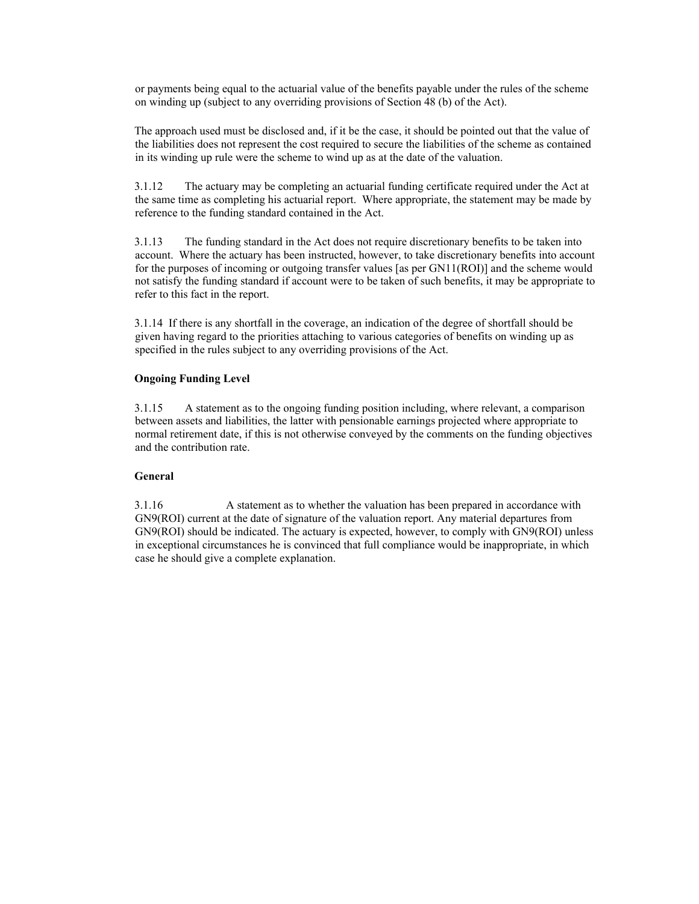or payments being equal to the actuarial value of the benefits payable under the rules of the scheme on winding up (subject to any overriding provisions of Section 48 (b) of the Act).

The approach used must be disclosed and, if it be the case, it should be pointed out that the value of the liabilities does not represent the cost required to secure the liabilities of the scheme as contained in its winding up rule were the scheme to wind up as at the date of the valuation.

3.1.12 The actuary may be completing an actuarial funding certificate required under the Act at the same time as completing his actuarial report. Where appropriate, the statement may be made by reference to the funding standard contained in the Act.

3.1.13 The funding standard in the Act does not require discretionary benefits to be taken into account. Where the actuary has been instructed, however, to take discretionary benefits into account for the purposes of incoming or outgoing transfer values [as per GN11(ROI)] and the scheme would not satisfy the funding standard if account were to be taken of such benefits, it may be appropriate to refer to this fact in the report.

3.1.14 If there is any shortfall in the coverage, an indication of the degree of shortfall should be given having regard to the priorities attaching to various categories of benefits on winding up as specified in the rules subject to any overriding provisions of the Act.

**Ongoing Funding Level**

3.1.15 A statement as to the ongoing funding position including, where relevant, a comparison between assets and liabilities, the latter with pensionable earnings projected where appropriate to normal retirement date, if this is not otherwise conveyed by the comments on the funding objectives and the contribution rate.

**General**

3.1.16 A statement as to whether the valuation has been prepared in accordance with GN9(ROI) current at the date of signature of the valuation report. Any material departures from GN9(ROI) should be indicated. The actuary is expected, however, to comply with GN9(ROI) unless in exceptional circumstances he is convinced that full compliance would be inappropriate, in which case he should give a complete explanation.